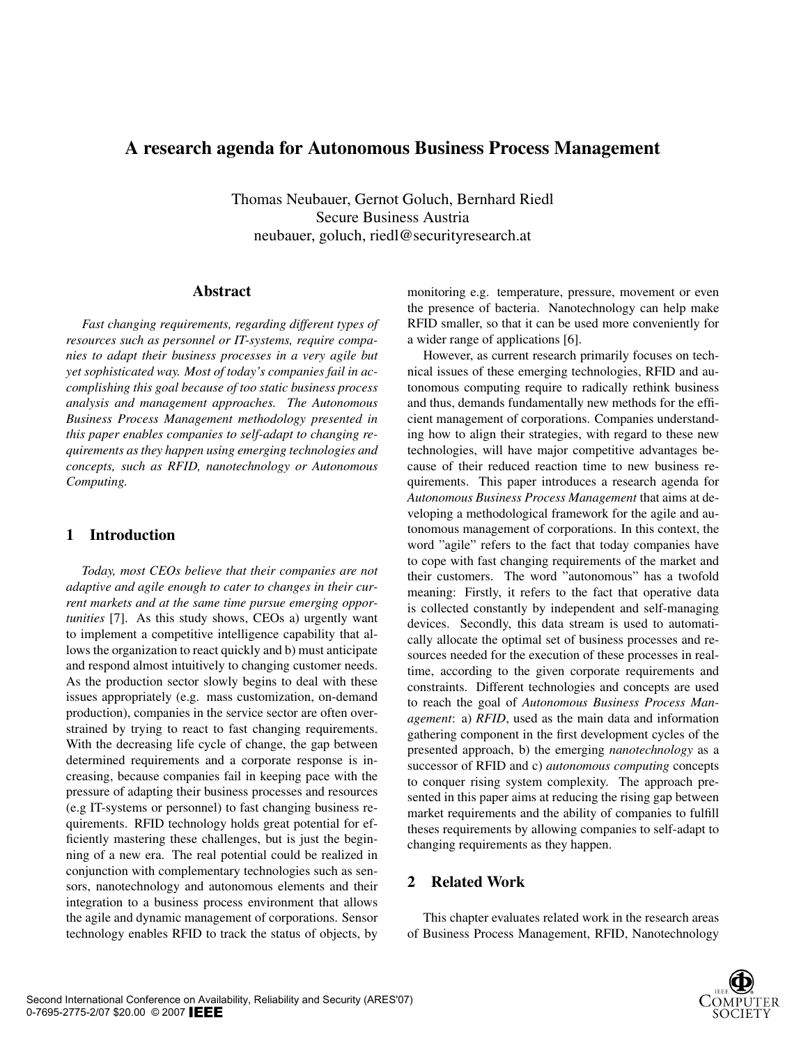# A research agenda for Autonomous Business Process Management

Thomas Neubauer, Gernot Goluch, Bernhard Riedl
Secure Business Austria
neubauer, goluch, riedl@securityresearch.at

## Abstract

*Fast changing requirements, regarding different types of resources such as personnel or IT-systems, require companies to adapt their business processes in a very agile but yet sophisticated way. Most of today's companies fail in accomplishing this goal because of too static business process analysis and management approaches. The Autonomous Business Process Management methodology presented in this paper enables companies to self-adapt to changing requirements as they happen using emerging technologies and concepts, such as RFID, nanotechnology or Autonomous Computing.*

## 1 Introduction

*Today, most CEOs believe that their companies are not adaptive and agile enough to cater to changes in their current markets and at the same time pursue emerging opportunities* [7]. As this study shows, CEOs a) urgently want to implement a competitive intelligence capability that allows the organization to react quickly and b) must anticipate and respond almost intuitively to changing customer needs. As the production sector slowly begins to deal with these issues appropriately (e.g. mass customization, on-demand production), companies in the service sector are often overstrained by trying to react to fast changing requirements. With the decreasing life cycle of change, the gap between determined requirements and a corporate response is increasing, because companies fail in keeping pace with the pressure of adapting their business processes and resources (e.g IT-systems or personnel) to fast changing business requirements. RFID technology holds great potential for efficiently mastering these challenges, but is just the beginning of a new era. The real potential could be realized in conjunction with complementary technologies such as sensors, nanotechnology and autonomous elements and their integration to a business process environment that allows the agile and dynamic management of corporations. Sensor technology enables RFID to track the status of objects, by monitoring e.g. temperature, pressure, movement or even the presence of bacteria. Nanotechnology can help make RFID smaller, so that it can be used more conveniently for a wider range of applications [6].

However, as current research primarily focuses on technical issues of these emerging technologies, RFID and autonomous computing require to radically rethink business and thus, demands fundamentally new methods for the efficient management of corporations. Companies understanding how to align their strategies, with regard to these new technologies, will have major competitive advantages because of their reduced reaction time to new business requirements. This paper introduces a research agenda for *Autonomous Business Process Management* that aims at developing a methodological framework for the agile and autonomous management of corporations. In this context, the word "agile" refers to the fact that today companies have to cope with fast changing requirements of the market and their customers. The word "autonomous" has a twofold meaning: Firstly, it refers to the fact that operative data is collected constantly by independent and self-managing devices. Secondly, this data stream is used to automatically allocate the optimal set of business processes and resources needed for the execution of these processes in real-time, according to the given corporate requirements and constraints. Different technologies and concepts are used to reach the goal of *Autonomous Business Process Management*: a) *RFID*, used as the main data and information gathering component in the first development cycles of the presented approach, b) the emerging *nanotechnology* as a successor of RFID and c) *autonomous computing* concepts to conquer rising system complexity. The approach presented in this paper aims at reducing the rising gap between market requirements and the ability of companies to fulfill theses requirements by allowing companies to self-adapt to changing requirements as they happen.

## 2 Related Work

This chapter evaluates related work in the research areas of Business Process Management, RFID, Nanotechnology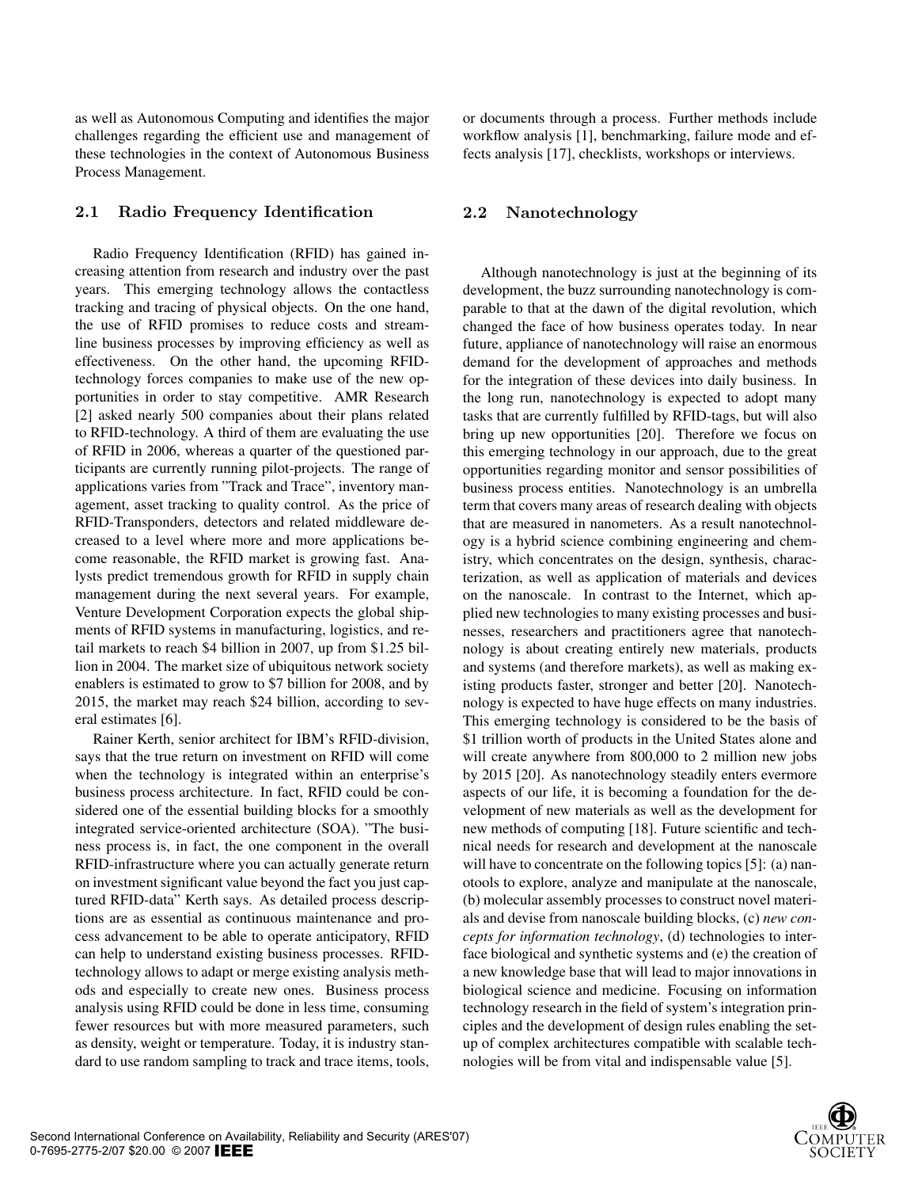as well as Autonomous Computing and identifies the major challenges regarding the efficient use and management of these technologies in the context of Autonomous Business Process Management.

### 2.1 Radio Frequency Identification

Radio Frequency Identification (RFID) has gained increasing attention from research and industry over the past years. This emerging technology allows the contactless tracking and tracing of physical objects. On the one hand, the use of RFID promises to reduce costs and streamline business processes by improving efficiency as well as effectiveness. On the other hand, the upcoming RFID-technology forces companies to make use of the new opportunities in order to stay competitive. AMR Research [2] asked nearly 500 companies about their plans related to RFID-technology. A third of them are evaluating the use of RFID in 2006, whereas a quarter of the questioned participants are currently running pilot-projects. The range of applications varies from "Track and Trace", inventory management, asset tracking to quality control. As the price of RFID-Transponders, detectors and related middleware decreased to a level where more and more applications become reasonable, the RFID market is growing fast. Analysts predict tremendous growth for RFID in supply chain management during the next several years. For example, Venture Development Corporation expects the global shipments of RFID systems in manufacturing, logistics, and retail markets to reach $4 billion in 2007, up from $1.25 billion in 2004. The market size of ubiquitous network society enablers is estimated to grow to $7 billion for 2008, and by 2015, the market may reach $24 billion, according to several estimates [6].

Rainer Kerth, senior architect for IBM's RFID-division, says that the true return on investment on RFID will come when the technology is integrated within an enterprise's business process architecture. In fact, RFID could be considered one of the essential building blocks for a smoothly integrated service-oriented architecture (SOA). "The business process is, in fact, the one component in the overall RFID-infrastructure where you can actually generate return on investment significant value beyond the fact you just captured RFID-data" Kerth says. As detailed process descriptions are as essential as continuous maintenance and process advancement to be able to operate anticipatory, RFID can help to understand existing business processes. RFID-technology allows to adapt or merge existing analysis methods and especially to create new ones. Business process analysis using RFID could be done in less time, consuming fewer resources but with more measured parameters, such as density, weight or temperature. Today, it is industry standard to use random sampling to track and trace items, tools, or documents through a process. Further methods include workflow analysis [1], benchmarking, failure mode and effects analysis [17], checklists, workshops or interviews.

### 2.2 Nanotechnology

Although nanotechnology is just at the beginning of its development, the buzz surrounding nanotechnology is comparable to that at the dawn of the digital revolution, which changed the face of how business operates today. In near future, appliance of nanotechnology will raise an enormous demand for the development of approaches and methods for the integration of these devices into daily business. In the long run, nanotechnology is expected to adopt many tasks that are currently fulfilled by RFID-tags, but will also bring up new opportunities [20]. Therefore we focus on this emerging technology in our approach, due to the great opportunities regarding monitor and sensor possibilities of business process entities. Nanotechnology is an umbrella term that covers many areas of research dealing with objects that are measured in nanometers. As a result nanotechnology is a hybrid science combining engineering and chemistry, which concentrates on the design, synthesis, characterization, as well as application of materials and devices on the nanoscale. In contrast to the Internet, which applied new technologies to many existing processes and businesses, researchers and practitioners agree that nanotechnology is about creating entirely new materials, products and systems (and therefore markets), as well as making existing products faster, stronger and better [20]. Nanotechnology is expected to have huge effects on many industries. This emerging technology is considered to be the basis of $1 trillion worth of products in the United States alone and will create anywhere from 800,000 to 2 million new jobs by 2015 [20]. As nanotechnology steadily enters evermore aspects of our life, it is becoming a foundation for the development of new materials as well as the development for new methods of computing [18]. Future scientific and technical needs for research and development at the nanoscale will have to concentrate on the following topics [5]: (a) nanotools to explore, analyze and manipulate at the nanoscale, (b) molecular assembly processes to construct novel materials and devise from nanoscale building blocks, (c) *new concepts for information technology*, (d) technologies to interface biological and synthetic systems and (e) the creation of a new knowledge base that will lead to major innovations in biological science and medicine. Focusing on information technology research in the field of system's integration principles and the development of design rules enabling the setup of complex architectures compatible with scalable technologies will be from vital and indispensable value [5].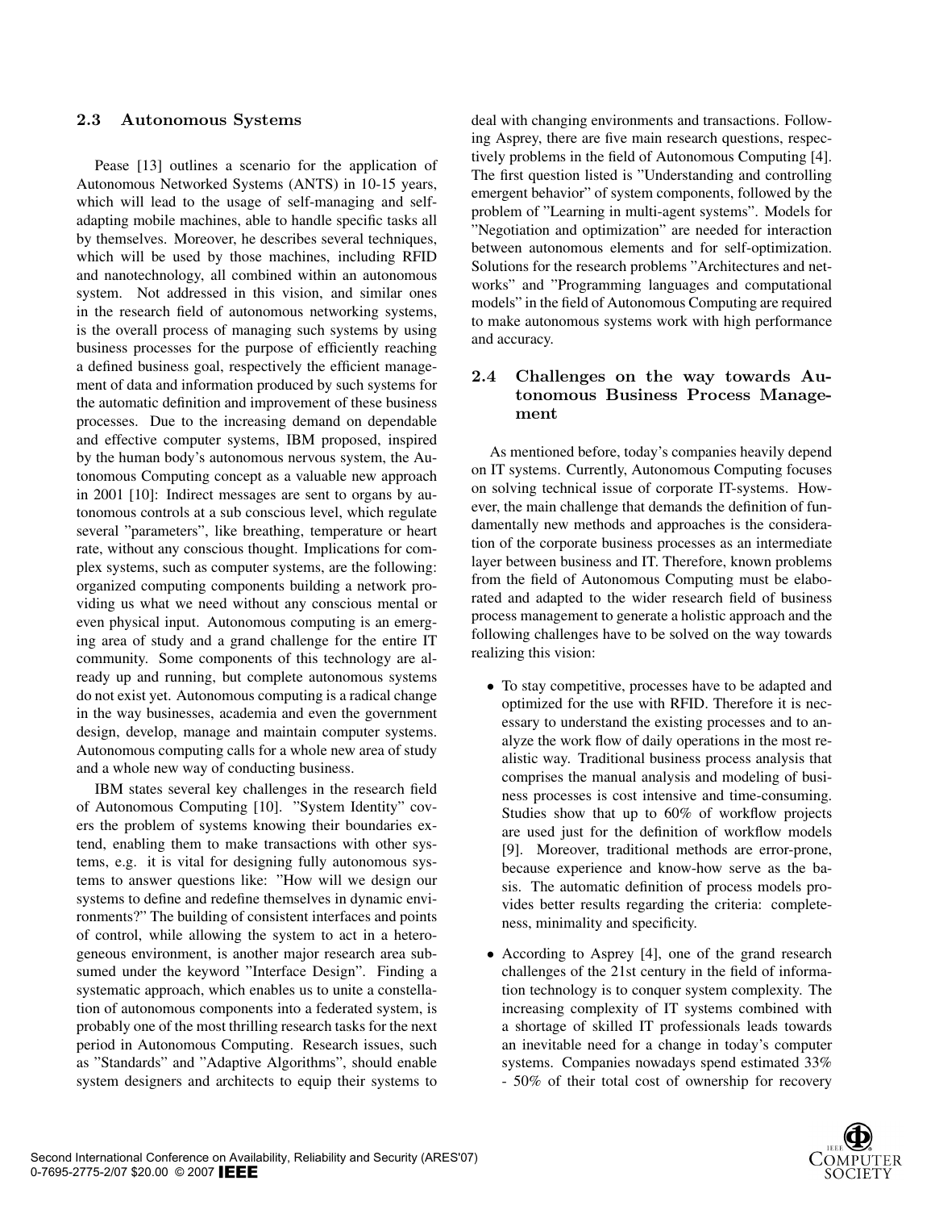### 2.3 Autonomous Systems

Pease [13] outlines a scenario for the application of Autonomous Networked Systems (ANTS) in 10-15 years, which will lead to the usage of self-managing and self-adapting mobile machines, able to handle specific tasks all by themselves. Moreover, he describes several techniques, which will be used by those machines, including RFID and nanotechnology, all combined within an autonomous system. Not addressed in this vision, and similar ones in the research field of autonomous networking systems, is the overall process of managing such systems by using business processes for the purpose of efficiently reaching a defined business goal, respectively the efficient management of data and information produced by such systems for the automatic definition and improvement of these business processes. Due to the increasing demand on dependable and effective computer systems, IBM proposed, inspired by the human body's autonomous nervous system, the Autonomous Computing concept as a valuable new approach in 2001 [10]: Indirect messages are sent to organs by autonomous controls at a sub conscious level, which regulate several "parameters", like breathing, temperature or heart rate, without any conscious thought. Implications for complex systems, such as computer systems, are the following: organized computing components building a network providing us what we need without any conscious mental or even physical input. Autonomous computing is an emerging area of study and a grand challenge for the entire IT community. Some components of this technology are already up and running, but complete autonomous systems do not exist yet. Autonomous computing is a radical change in the way businesses, academia and even the government design, develop, manage and maintain computer systems. Autonomous computing calls for a whole new area of study and a whole new way of conducting business.

IBM states several key challenges in the research field of Autonomous Computing [10]. "System Identity" covers the problem of systems knowing their boundaries extend, enabling them to make transactions with other systems, e.g. it is vital for designing fully autonomous systems to answer questions like: "How will we design our systems to define and redefine themselves in dynamic environments?" The building of consistent interfaces and points of control, while allowing the system to act in a heterogeneous environment, is another major research area subsumed under the keyword "Interface Design". Finding a systematic approach, which enables us to unite a constellation of autonomous components into a federated system, is probably one of the most thrilling research tasks for the next period in Autonomous Computing. Research issues, such as "Standards" and "Adaptive Algorithms", should enable system designers and architects to equip their systems to deal with changing environments and transactions. Following Asprey, there are five main research questions, respectively problems in the field of Autonomous Computing [4]. The first question listed is "Understanding and controlling emergent behavior" of system components, followed by the problem of "Learning in multi-agent systems". Models for "Negotiation and optimization" are needed for interaction between autonomous elements and for self-optimization. Solutions for the research problems "Architectures and networks" and "Programming languages and computational models" in the field of Autonomous Computing are required to make autonomous systems work with high performance and accuracy.

### 2.4 Challenges on the way towards Autonomous Business Process Management

As mentioned before, today's companies heavily depend on IT systems. Currently, Autonomous Computing focuses on solving technical issue of corporate IT-systems. However, the main challenge that demands the definition of fundamentally new methods and approaches is the consideration of the corporate business processes as an intermediate layer between business and IT. Therefore, known problems from the field of Autonomous Computing must be elaborated and adapted to the wider research field of business process management to generate a holistic approach and the following challenges have to be solved on the way towards realizing this vision:

- To stay competitive, processes have to be adapted and optimized for the use with RFID. Therefore it is necessary to understand the existing processes and to analyze the work flow of daily operations in the most realistic way. Traditional business process analysis that comprises the manual analysis and modeling of business processes is cost intensive and time-consuming. Studies show that up to 60% of workflow projects are used just for the definition of workflow models [9]. Moreover, traditional methods are error-prone, because experience and know-how serve as the basis. The automatic definition of process models provides better results regarding the criteria: completeness, minimality and specificity.
- According to Asprey [4], one of the grand research challenges of the 21st century in the field of information technology is to conquer system complexity. The increasing complexity of IT systems combined with a shortage of skilled IT professionals leads towards an inevitable need for a change in today's computer systems. Companies nowadays spend estimated 33% - 50% of their total cost of ownership for recovery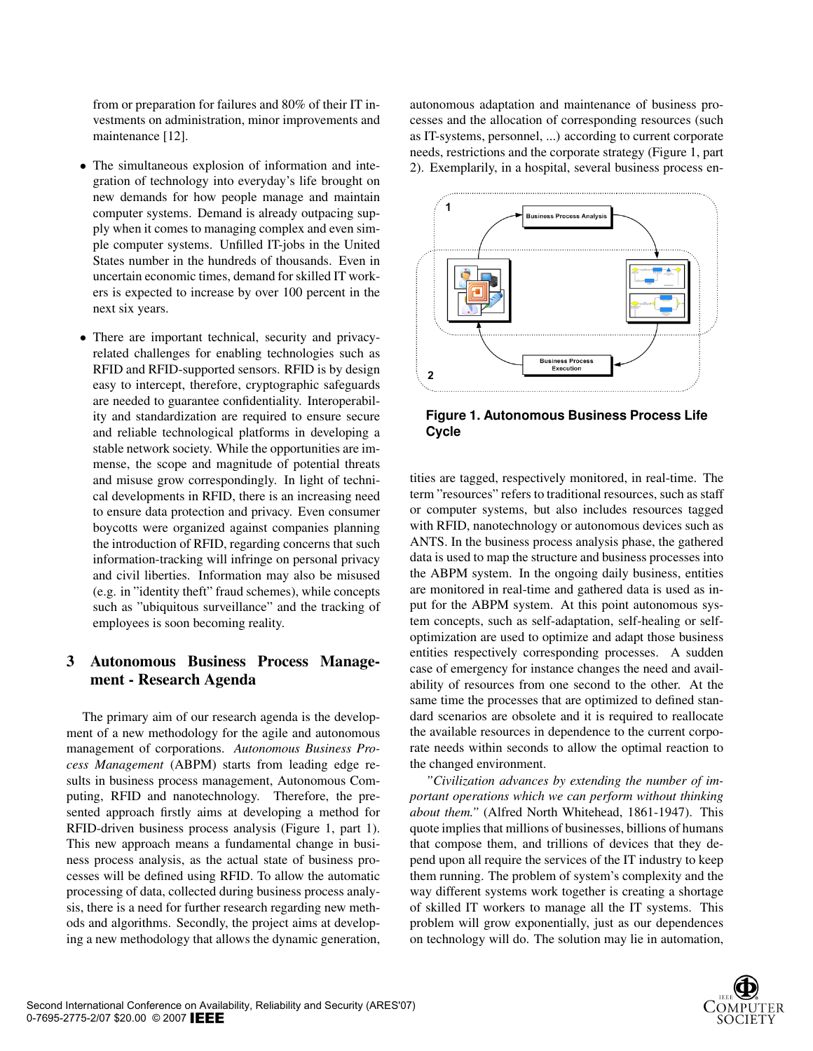from or preparation for failures and 80% of their IT investments on administration, minor improvements and maintenance [12].

- The simultaneous explosion of information and integration of technology into everyday's life brought on new demands for how people manage and maintain computer systems. Demand is already outpacing supply when it comes to managing complex and even simple computer systems. Unfilled IT-jobs in the United States number in the hundreds of thousands. Even in uncertain economic times, demand for skilled IT workers is expected to increase by over 100 percent in the next six years.

- There are important technical, security and privacy-related challenges for enabling technologies such as RFID and RFID-supported sensors. RFID is by design easy to intercept, therefore, cryptographic safeguards are needed to guarantee confidentiality. Interoperability and standardization are required to ensure secure and reliable technological platforms in developing a stable network society. While the opportunities are immense, the scope and magnitude of potential threats and misuse grow correspondingly. In light of technical developments in RFID, there is an increasing need to ensure data protection and privacy. Even consumer boycotts were organized against companies planning the introduction of RFID, regarding concerns that such information-tracking will infringe on personal privacy and civil liberties. Information may also be misused (e.g. in "identity theft" fraud schemes), while concepts such as "ubiquitous surveillance" and the tracking of employees is soon becoming reality.

## 3 Autonomous Business Process Management - Research Agenda

The primary aim of our research agenda is the development of a new methodology for the agile and autonomous management of corporations. *Autonomous Business Process Management* (ABPM) starts from leading edge results in business process management, Autonomous Computing, RFID and nanotechnology. Therefore, the presented approach firstly aims at developing a method for RFID-driven business process analysis (Figure 1, part 1). This new approach means a fundamental change in business process analysis, as the actual state of business processes will be defined using RFID. To allow the automatic processing of data, collected during business process analysis, there is a need for further research regarding new methods and algorithms. Secondly, the project aims at developing a new methodology that allows the dynamic generation, autonomous adaptation and maintenance of business processes and the allocation of corresponding resources (such as IT-systems, personnel, ...) according to current corporate needs, restrictions and the corporate strategy (Figure 1, part 2). Exemplarily, in a hospital, several business process entities are tagged, respectively monitored, in real-time. The term "resources" refers to traditional resources, such as staff or computer systems, but also includes resources tagged with RFID, nanotechnology or autonomous devices such as ANTS. In the business process analysis phase, the gathered data is used to map the structure and business processes into the ABPM system. In the ongoing daily business, entities are monitored in real-time and gathered data is used as input for the ABPM system. At this point autonomous system concepts, such as self-adaptation, self-healing or self-optimization are used to optimize and adapt those business entities respectively corresponding processes. A sudden case of emergency for instance changes the need and availability of resources from one second to the other. At the same time the processes that are optimized to defined standard scenarios are obsolete and it is required to reallocate the available resources in dependence to the current corporate needs within seconds to allow the optimal reaction to the changed environment.

**Figure 1. Autonomous Business Process Life Cycle**

*"Civilization advances by extending the number of important operations which we can perform without thinking about them."* (Alfred North Whitehead, 1861-1947). This quote implies that millions of businesses, billions of humans that compose them, and trillions of devices that they depend upon all require the services of the IT industry to keep them running. The problem of system's complexity and the way different systems work together is creating a shortage of skilled IT workers to manage all the IT systems. This problem will grow exponentially, just as our dependences on technology will do. The solution may lie in automation,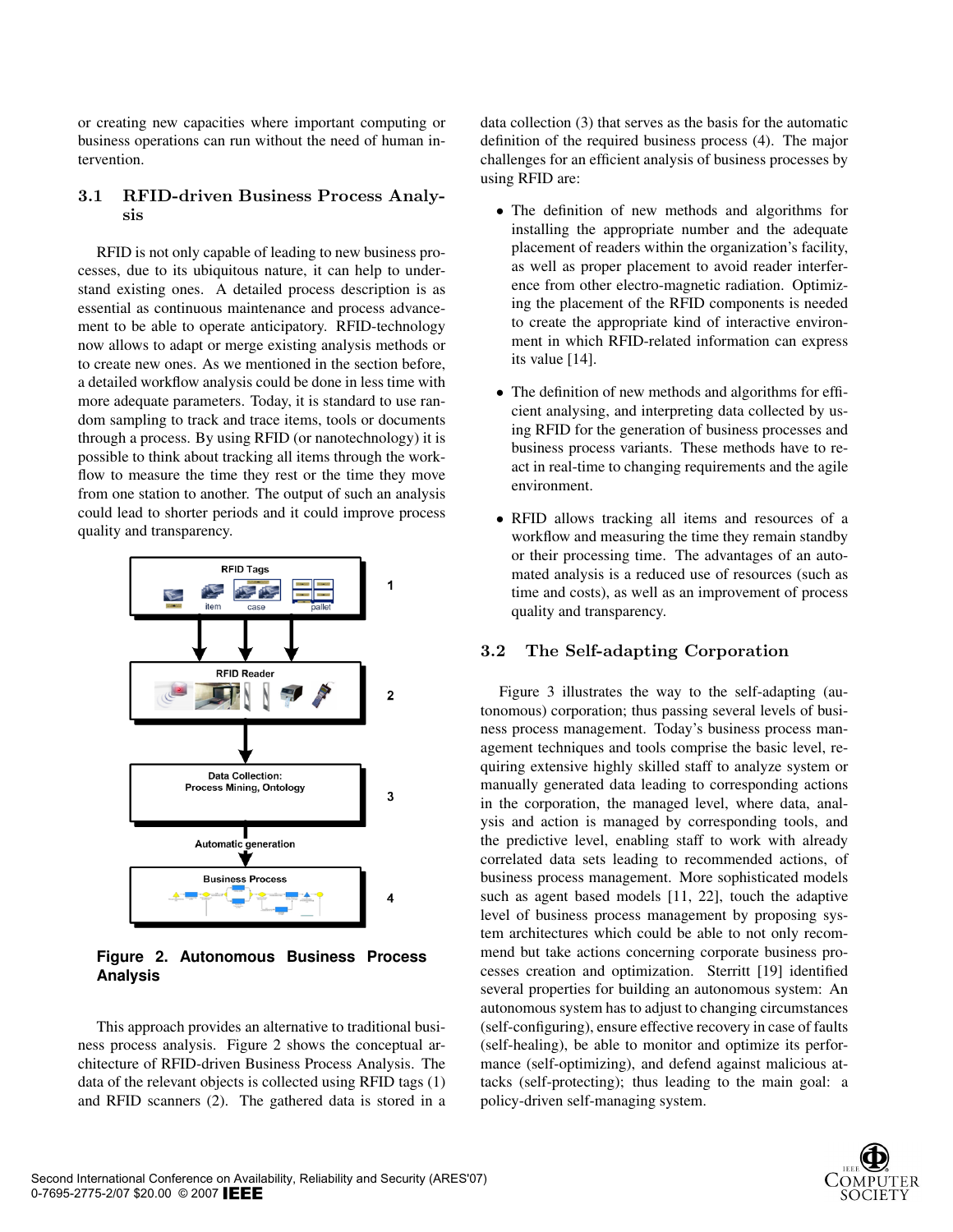or creating new capacities where important computing or business operations can run without the need of human intervention.

### 3.1 RFID-driven Business Process Analysis

RFID is not only capable of leading to new business processes, due to its ubiquitous nature, it can help to understand existing ones. A detailed process description is as essential as continuous maintenance and process advancement to be able to operate anticipatory. RFID-technology now allows to adapt or merge existing analysis methods or to create new ones. As we mentioned in the section before, a detailed workflow analysis could be done in less time with more adequate parameters. Today, it is standard to use random sampling to track and trace items, tools or documents through a process. By using RFID (or nanotechnology) it is possible to think about tracking all items through the workflow to measure the time they rest or the time they move from one station to another. The output of such an analysis could lead to shorter periods and it could improve process quality and transparency.

RFID Tags — item, case, pallet (1)

RFID Reader (2)

Data Collection: Process Mining, Ontology (3)

Automatic generation

Business Process (4)

**Figure 2. Autonomous Business Process Analysis**

This approach provides an alternative to traditional business process analysis. Figure 2 shows the conceptual architecture of RFID-driven Business Process Analysis. The data of the relevant objects is collected using RFID tags (1) and RFID scanners (2). The gathered data is stored in a data collection (3) that serves as the basis for the automatic definition of the required business process (4). The major challenges for an efficient analysis of business processes by using RFID are:

- The definition of new methods and algorithms for installing the appropriate number and the adequate placement of readers within the organization's facility, as well as proper placement to avoid reader interference from other electro-magnetic radiation. Optimizing the placement of the RFID components is needed to create the appropriate kind of interactive environment in which RFID-related information can express its value [14].
- The definition of new methods and algorithms for efficient analysing, and interpreting data collected by using RFID for the generation of business processes and business process variants. These methods have to react in real-time to changing requirements and the agile environment.
- RFID allows tracking all items and resources of a workflow and measuring the time they remain standby or their processing time. The advantages of an automated analysis is a reduced use of resources (such as time and costs), as well as an improvement of process quality and transparency.

### 3.2 The Self-adapting Corporation

Figure 3 illustrates the way to the self-adapting (autonomous) corporation; thus passing several levels of business process management. Today's business process management techniques and tools comprise the basic level, requiring extensive highly skilled staff to analyze system or manually generated data leading to corresponding actions in the corporation, the managed level, where data, analysis and action is managed by corresponding tools, and the predictive level, enabling staff to work with already correlated data sets leading to recommended actions, of business process management. More sophisticated models such as agent based models [11, 22], touch the adaptive level of business process management by proposing system architectures which could be able to not only recommend but take actions concerning corporate business processes creation and optimization. Sterritt [19] identified several properties for building an autonomous system: An autonomous system has to adjust to changing circumstances (self-configuring), ensure effective recovery in case of faults (self-healing), be able to monitor and optimize its performance (self-optimizing), and defend against malicious attacks (self-protecting); thus leading to the main goal: a policy-driven self-managing system.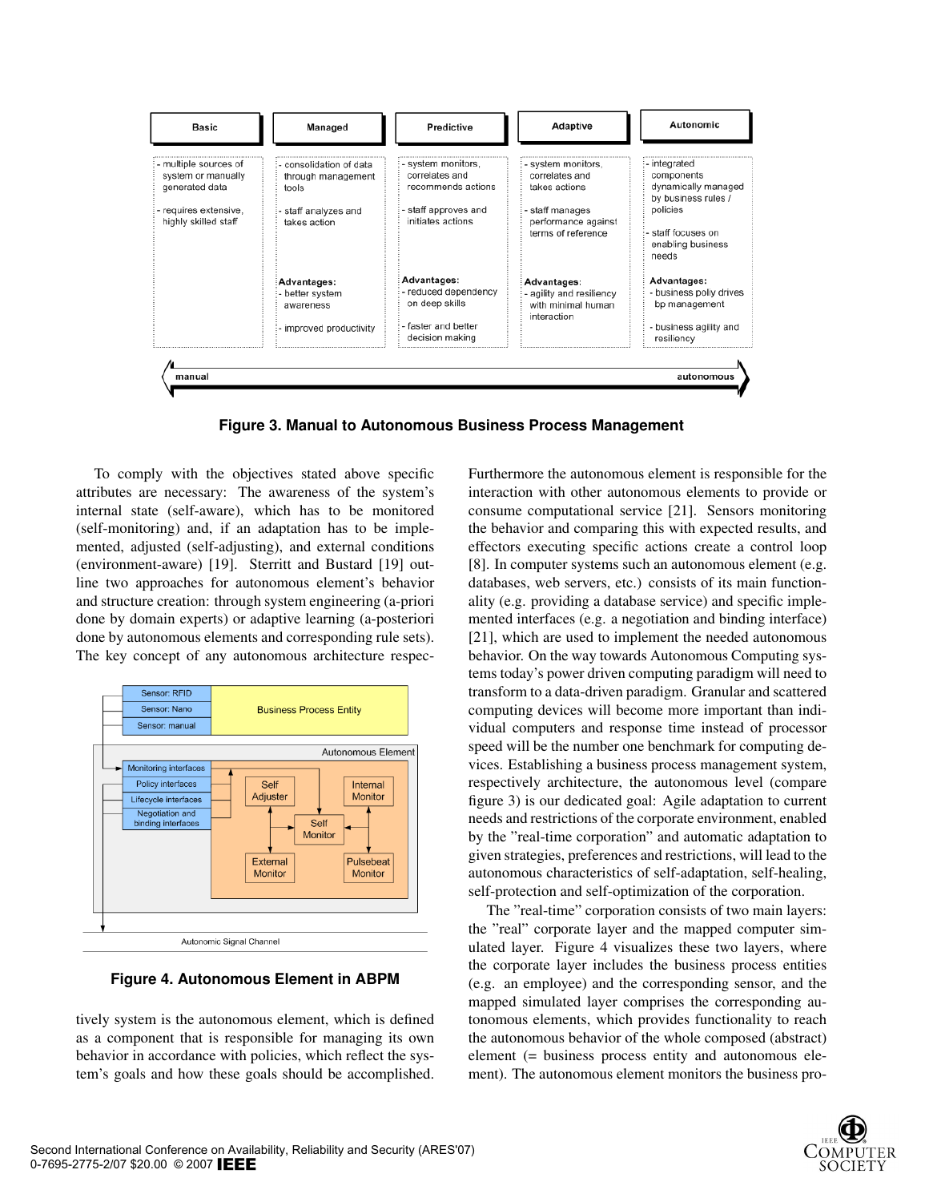| Basic | Managed | Predictive | Adaptive | Autonomic |
|---|---|---|---|---|
| - multiple sources of system or manually generated data<br>- requires extensive, highly skilled staff | - consolidation of data through management tools<br>- staff analyzes and takes action<br>**Advantages:**<br>- better system awareness<br>- improved productivity | - system monitors, correlates and recommends actions<br>- staff approves and initiates actions<br>**Advantages:**<br>- reduced dependency on deep skills<br>- faster and better decision making | - system monitors, correlates and takes actions<br>- staff manages performance against terms of reference<br>**Advantages:**<br>- agility and resiliency with minimal human interaction | - integrated components dynamically managed by business rules / policies<br>- staff focuses on enabling business needs<br>**Advantages:**<br>- business polly drives bp management<br>- business agility and resiliency |

manual ⟷ autonomous

**Figure 3. Manual to Autonomous Business Process Management**

To comply with the objectives stated above specific attributes are necessary: The awareness of the system's internal state (self-aware), which has to be monitored (self-monitoring) and, if an adaptation has to be implemented, adjusted (self-adjusting), and external conditions (environment-aware) [19]. Sterritt and Bustard [19] outline two approaches for autonomous element's behavior and structure creation: through system engineering (a-priori done by domain experts) or adaptive learning (a-posteriori done by autonomous elements and corresponding rule sets). The key concept of any autonomous architecture respectively system is the autonomous element, which is defined as a component that is responsible for managing its own behavior in accordance with policies, which reflect the system's goals and how these goals should be accomplished.

**Figure 4. Autonomous Element in ABPM**

Furthermore the autonomous element is responsible for the interaction with other autonomous elements to provide or consume computational service [21]. Sensors monitoring the behavior and comparing this with expected results, and effectors executing specific actions create a control loop [8]. In computer systems such an autonomous element (e.g. databases, web servers, etc.) consists of its main functionality (e.g. providing a database service) and specific implemented interfaces (e.g. a negotiation and binding interface) [21], which are used to implement the needed autonomous behavior. On the way towards Autonomous Computing systems today's power driven computing paradigm will need to transform to a data-driven paradigm. Granular and scattered computing devices will become more important than individual computers and response time instead of processor speed will be the number one benchmark for computing devices. Establishing a business process management system, respectively architecture, the autonomous level (compare figure 3) is our dedicated goal: Agile adaptation to current needs and restrictions of the corporate environment, enabled by the "real-time corporation" and automatic adaptation to given strategies, preferences and restrictions, will lead to the autonomous characteristics of self-adaptation, self-healing, self-protection and self-optimization of the corporation.

The "real-time" corporation consists of two main layers: the "real" corporate layer and the mapped computer simulated layer. Figure 4 visualizes these two layers, where the corporate layer includes the business process entities (e.g. an employee) and the corresponding sensor, and the mapped simulated layer comprises the corresponding autonomous elements, which provides functionality to reach the autonomous behavior of the whole composed (abstract) element (= business process entity and autonomous element). The autonomous element monitors the business pro-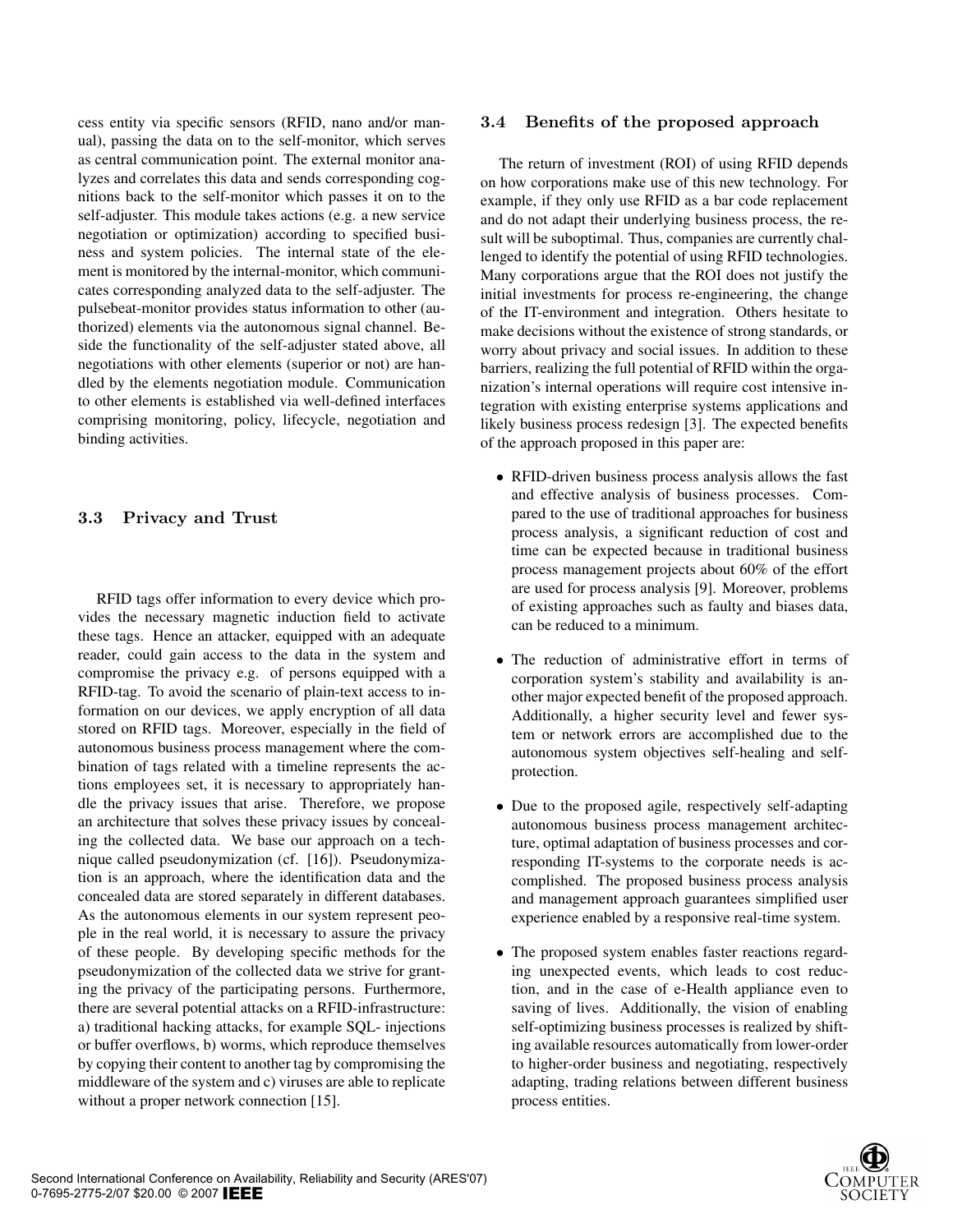cess entity via specific sensors (RFID, nano and/or manual), passing the data on to the self-monitor, which serves as central communication point. The external monitor analyzes and correlates this data and sends corresponding cognitions back to the self-monitor which passes it on to the self-adjuster. This module takes actions (e.g. a new service negotiation or optimization) according to specified business and system policies. The internal state of the element is monitored by the internal-monitor, which communicates corresponding analyzed data to the self-adjuster. The pulsebeat-monitor provides status information to other (authorized) elements via the autonomous signal channel. Beside the functionality of the self-adjuster stated above, all negotiations with other elements (superior or not) are handled by the elements negotiation module. Communication to other elements is established via well-defined interfaces comprising monitoring, policy, lifecycle, negotiation and binding activities.

### 3.3 Privacy and Trust

RFID tags offer information to every device which provides the necessary magnetic induction field to activate these tags. Hence an attacker, equipped with an adequate reader, could gain access to the data in the system and compromise the privacy e.g. of persons equipped with a RFID-tag. To avoid the scenario of plain-text access to information on our devices, we apply encryption of all data stored on RFID tags. Moreover, especially in the field of autonomous business process management where the combination of tags related with a timeline represents the actions employees set, it is necessary to appropriately handle the privacy issues that arise. Therefore, we propose an architecture that solves these privacy issues by concealing the collected data. We base our approach on a technique called pseudonymization (cf. [16]). Pseudonymization is an approach, where the identification data and the concealed data are stored separately in different databases. As the autonomous elements in our system represent people in the real world, it is necessary to assure the privacy of these people. By developing specific methods for the pseudonymization of the collected data we strive for granting the privacy of the participating persons. Furthermore, there are several potential attacks on a RFID-infrastructure: a) traditional hacking attacks, for example SQL- injections or buffer overflows, b) worms, which reproduce themselves by copying their content to another tag by compromising the middleware of the system and c) viruses are able to replicate without a proper network connection [15].

### 3.4 Benefits of the proposed approach

The return of investment (ROI) of using RFID depends on how corporations make use of this new technology. For example, if they only use RFID as a bar code replacement and do not adapt their underlying business process, the result will be suboptimal. Thus, companies are currently challenged to identify the potential of using RFID technologies. Many corporations argue that the ROI does not justify the initial investments for process re-engineering, the change of the IT-environment and integration. Others hesitate to make decisions without the existence of strong standards, or worry about privacy and social issues. In addition to these barriers, realizing the full potential of RFID within the organization's internal operations will require cost intensive integration with existing enterprise systems applications and likely business process redesign [3]. The expected benefits of the approach proposed in this paper are:

- RFID-driven business process analysis allows the fast and effective analysis of business processes. Compared to the use of traditional approaches for business process analysis, a significant reduction of cost and time can be expected because in traditional business process management projects about 60% of the effort are used for process analysis [9]. Moreover, problems of existing approaches such as faulty and biases data, can be reduced to a minimum.
- The reduction of administrative effort in terms of corporation system's stability and availability is another major expected benefit of the proposed approach. Additionally, a higher security level and fewer system or network errors are accomplished due to the autonomous system objectives self-healing and self-protection.
- Due to the proposed agile, respectively self-adapting autonomous business process management architecture, optimal adaptation of business processes and corresponding IT-systems to the corporate needs is accomplished. The proposed business process analysis and management approach guarantees simplified user experience enabled by a responsive real-time system.
- The proposed system enables faster reactions regarding unexpected events, which leads to cost reduction, and in the case of e-Health appliance even to saving of lives. Additionally, the vision of enabling self-optimizing business processes is realized by shifting available resources automatically from lower-order to higher-order business and negotiating, respectively adapting, trading relations between different business process entities.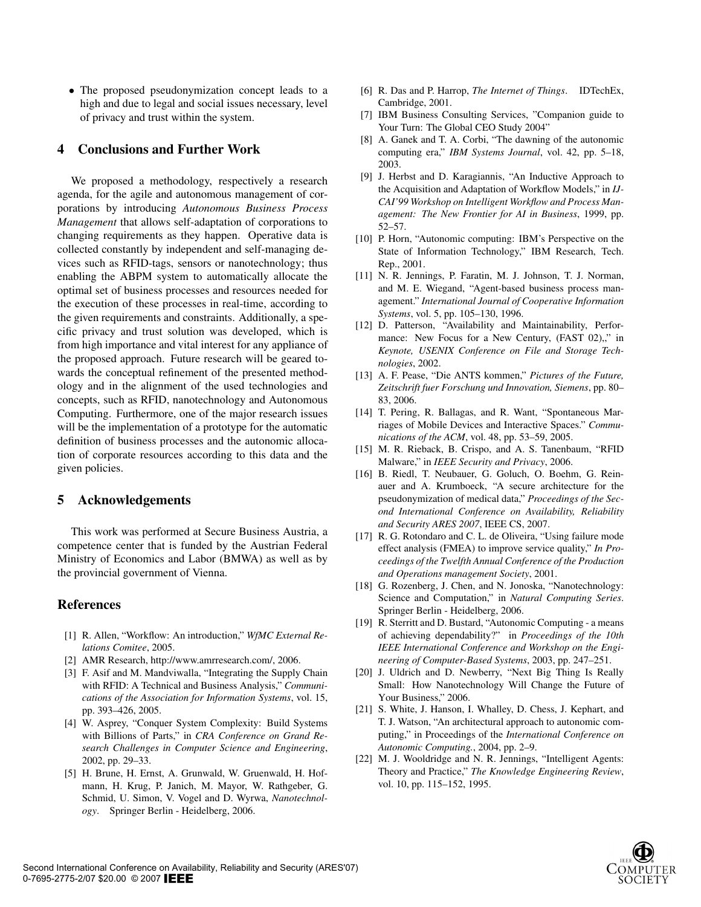- The proposed pseudonymization concept leads to a high and due to legal and social issues necessary, level of privacy and trust within the system.

## 4 Conclusions and Further Work

We proposed a methodology, respectively a research agenda, for the agile and autonomous management of corporations by introducing *Autonomous Business Process Management* that allows self-adaptation of corporations to changing requirements as they happen. Operative data is collected constantly by independent and self-managing devices such as RFID-tags, sensors or nanotechnology; thus enabling the ABPM system to automatically allocate the optimal set of business processes and resources needed for the execution of these processes in real-time, according to the given requirements and constraints. Additionally, a specific privacy and trust solution was developed, which is from high importance and vital interest for any appliance of the proposed approach. Future research will be geared towards the conceptual refinement of the presented methodology and in the alignment of the used technologies and concepts, such as RFID, nanotechnology and Autonomous Computing. Furthermore, one of the major research issues will be the implementation of a prototype for the automatic definition of business processes and the autonomic allocation of corporate resources according to this data and the given policies.

## 5 Acknowledgements

This work was performed at Secure Business Austria, a competence center that is funded by the Austrian Federal Ministry of Economics and Labor (BMWA) as well as by the provincial government of Vienna.

## References

[1] R. Allen, "Workflow: An introduction," *WfMC External Relations Comitee*, 2005.

[2] AMR Research, http://www.amrresearch.com/, 2006.

[3] F. Asif and M. Mandviwalla, "Integrating the Supply Chain with RFID: A Technical and Business Analysis," *Communications of the Association for Information Systems*, vol. 15, pp. 393–426, 2005.

[4] W. Asprey, "Conquer System Complexity: Build Systems with Billions of Parts," in *CRA Conference on Grand Research Challenges in Computer Science and Engineering*, 2002, pp. 29–33.

[5] H. Brune, H. Ernst, A. Grunwald, W. Gruenwald, H. Hofmann, H. Krug, P. Janich, M. Mayor, W. Rathgeber, G. Schmid, U. Simon, V. Vogel and D. Wyrwa, *Nanotechnology*. Springer Berlin - Heidelberg, 2006.

[6] R. Das and P. Harrop, *The Internet of Things*. IDTechEx, Cambridge, 2001.

[7] IBM Business Consulting Services, "Companion guide to Your Turn: The Global CEO Study 2004"

[8] A. Ganek and T. A. Corbi, "The dawning of the autonomic computing era," *IBM Systems Journal*, vol. 42, pp. 5–18, 2003.

[9] J. Herbst and D. Karagiannis, "An Inductive Approach to the Acquisition and Adaptation of Workflow Models," in *IJCAI'99 Workshop on Intelligent Workflow and Process Management: The New Frontier for AI in Business*, 1999, pp. 52–57.

[10] P. Horn, "Autonomic computing: IBM's Perspective on the State of Information Technology," IBM Research, Tech. Rep., 2001.

[11] N. R. Jennings, P. Faratin, M. J. Johnson, T. J. Norman, and M. E. Wiegand, "Agent-based business process management." *International Journal of Cooperative Information Systems*, vol. 5, pp. 105–130, 1996.

[12] D. Patterson, "Availability and Maintainability, Performance: New Focus for a New Century, (FAST 02),," in *Keynote, USENIX Conference on File and Storage Technologies*, 2002.

[13] A. F. Pease, "Die ANTS kommen," *Pictures of the Future, Zeitschrift fuer Forschung und Innovation, Siemens*, pp. 80–83, 2006.

[14] T. Pering, R. Ballagas, and R. Want, "Spontaneous Marriages of Mobile Devices and Interactive Spaces." *Communications of the ACM*, vol. 48, pp. 53–59, 2005.

[15] M. R. Rieback, B. Crispo, and A. S. Tanenbaum, "RFID Malware," in *IEEE Security and Privacy*, 2006.

[16] B. Riedl, T. Neubauer, G. Goluch, O. Boehm, G. Reinauer and A. Krumboeck, "A secure architecture for the pseudonymization of medical data," *Proceedings of the Second International Conference on Availability, Reliability and Security ARES 2007*, IEEE CS, 2007.

[17] R. G. Rotondaro and C. L. de Oliveira, "Using failure mode effect analysis (FMEA) to improve service quality," *In Proceedings of the Twelfth Annual Conference of the Production and Operations management Society*, 2001.

[18] G. Rozenberg, J. Chen, and N. Jonoska, "Nanotechnology: Science and Computation," in *Natural Computing Series*. Springer Berlin - Heidelberg, 2006.

[19] R. Sterritt and D. Bustard, "Autonomic Computing - a means of achieving dependability?" in *Proceedings of the 10th IEEE International Conference and Workshop on the Engineering of Computer-Based Systems*, 2003, pp. 247–251.

[20] J. Uldrich and D. Newberry, "Next Big Thing Is Really Small: How Nanotechnology Will Change the Future of Your Business," 2006.

[21] S. White, J. Hanson, I. Whalley, D. Chess, J. Kephart, and T. J. Watson, "An architectural approach to autonomic computing," in Proceedings of the *International Conference on Autonomic Computing.*, 2004, pp. 2–9.

[22] M. J. Wooldridge and N. R. Jennings, "Intelligent Agents: Theory and Practice," *The Knowledge Engineering Review*, vol. 10, pp. 115–152, 1995.